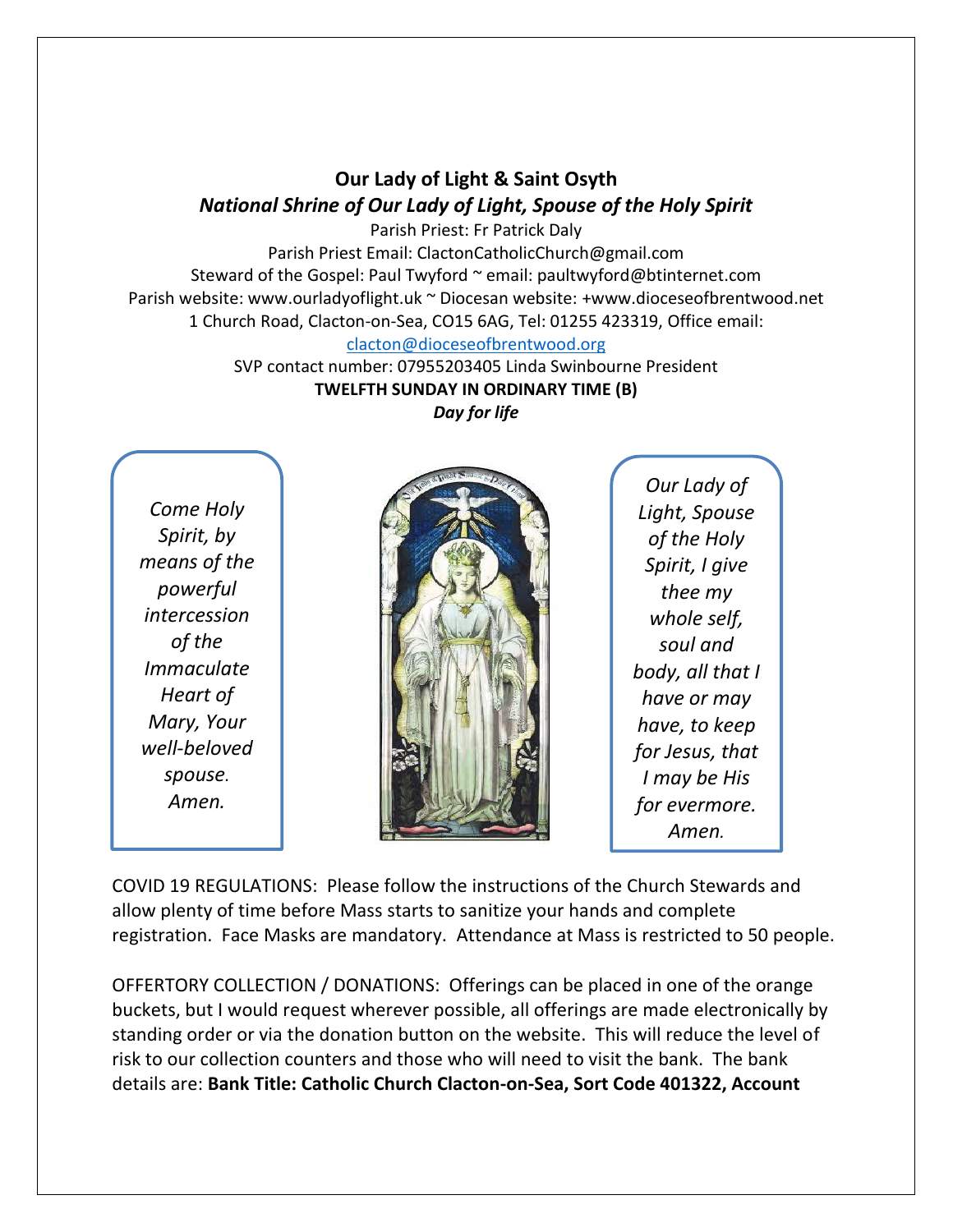**Our Lady of Light & Saint Osyth**

***National Shrine of Our Lady of Light, Spouse of the Holy Spirit***

Parish Priest: Fr Patrick Daly

Parish Priest Email: ClactonCatholicChurch@gmail.com

Steward of the Gospel: Paul Twyford ~ email: paultwyford@btinternet.com

Parish website: www.ourladyoflight.uk ~ Diocesan website: +www.dioceseofbrentwood.net

1 Church Road, Clacton-on-Sea, CO15 6AG, Tel: 01255 423319, Office email: clacton@dioceseofbrentwood.org

SVP contact number: 07955203405 Linda Swinbourne President

**TWELFTH SUNDAY IN ORDINARY TIME (B)**

***Day for life***

*Come Holy Spirit, by means of the powerful intercession of the Immaculate Heart of Mary, Your well-beloved spouse. Amen.*

*Our Lady of Light, Spouse of the Holy Spirit, I give thee my whole self, soul and body, all that I have or may have, to keep for Jesus, that I may be His for evermore. Amen.*

COVID 19 REGULATIONS: Please follow the instructions of the Church Stewards and allow plenty of time before Mass starts to sanitize your hands and complete registration. Face Masks are mandatory. Attendance at Mass is restricted to 50 people.

OFFERTORY COLLECTION / DONATIONS: Offerings can be placed in one of the orange buckets, but I would request wherever possible, all offerings are made electronically by standing order or via the donation button on the website. This will reduce the level of risk to our collection counters and those who will need to visit the bank. The bank details are: **Bank Title: Catholic Church Clacton-on-Sea, Sort Code 401322, Account**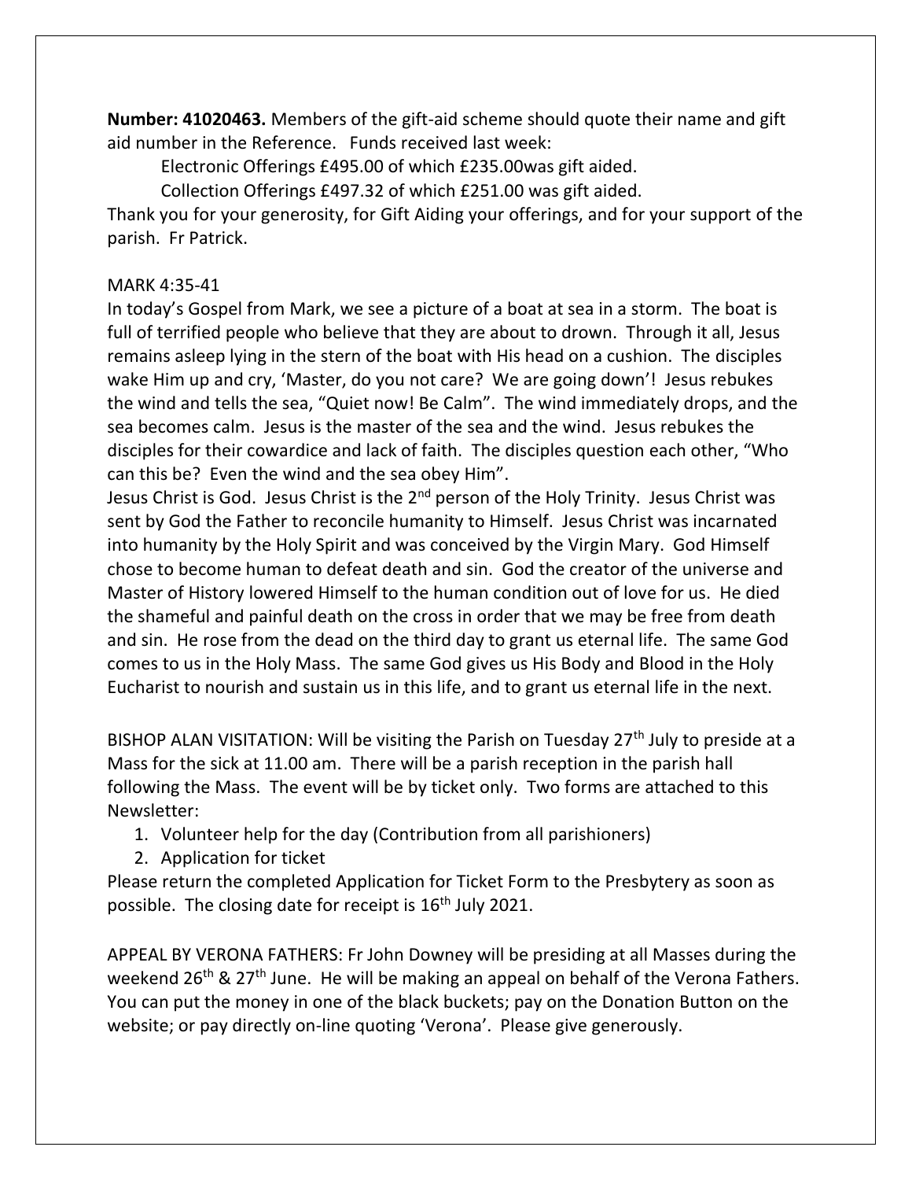**Number: 41020463.** Members of the gift-aid scheme should quote their name and gift aid number in the Reference. Funds received last week:

Electronic Offerings £495.00 of which £235.00was gift aided.

Collection Offerings £497.32 of which £251.00 was gift aided.

Thank you for your generosity, for Gift Aiding your offerings, and for your support of the parish. Fr Patrick.

MARK 4:35-41

In today's Gospel from Mark, we see a picture of a boat at sea in a storm. The boat is full of terrified people who believe that they are about to drown. Through it all, Jesus remains asleep lying in the stern of the boat with His head on a cushion. The disciples wake Him up and cry, 'Master, do you not care? We are going down'! Jesus rebukes the wind and tells the sea, "Quiet now! Be Calm". The wind immediately drops, and the sea becomes calm. Jesus is the master of the sea and the wind. Jesus rebukes the disciples for their cowardice and lack of faith. The disciples question each other, "Who can this be? Even the wind and the sea obey Him".

Jesus Christ is God. Jesus Christ is the 2nd person of the Holy Trinity. Jesus Christ was sent by God the Father to reconcile humanity to Himself. Jesus Christ was incarnated into humanity by the Holy Spirit and was conceived by the Virgin Mary. God Himself chose to become human to defeat death and sin. God the creator of the universe and Master of History lowered Himself to the human condition out of love for us. He died the shameful and painful death on the cross in order that we may be free from death and sin. He rose from the dead on the third day to grant us eternal life. The same God comes to us in the Holy Mass. The same God gives us His Body and Blood in the Holy Eucharist to nourish and sustain us in this life, and to grant us eternal life in the next.

BISHOP ALAN VISITATION: Will be visiting the Parish on Tuesday 27th July to preside at a Mass for the sick at 11.00 am. There will be a parish reception in the parish hall following the Mass. The event will be by ticket only. Two forms are attached to this Newsletter:

1. Volunteer help for the day (Contribution from all parishioners)
2. Application for ticket

Please return the completed Application for Ticket Form to the Presbytery as soon as possible. The closing date for receipt is 16th July 2021.

APPEAL BY VERONA FATHERS: Fr John Downey will be presiding at all Masses during the weekend 26th & 27th June. He will be making an appeal on behalf of the Verona Fathers. You can put the money in one of the black buckets; pay on the Donation Button on the website; or pay directly on-line quoting 'Verona'. Please give generously.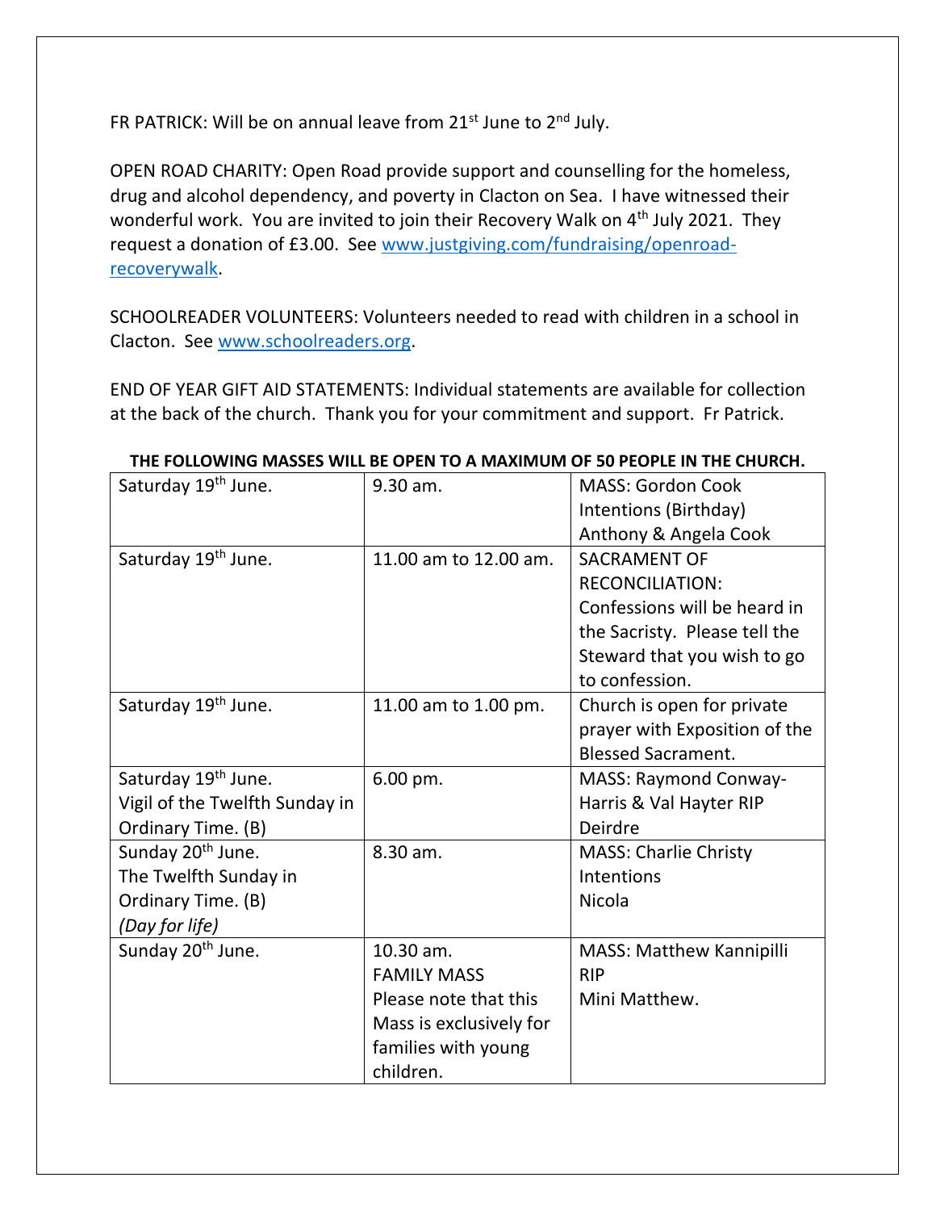FR PATRICK: Will be on annual leave from 21st June to 2nd July.

OPEN ROAD CHARITY: Open Road provide support and counselling for the homeless, drug and alcohol dependency, and poverty in Clacton on Sea. I have witnessed their wonderful work. You are invited to join their Recovery Walk on 4th July 2021. They request a donation of £3.00. See [www.justgiving.com/fundraising/openroad-recoverywalk](www.justgiving.com/fundraising/openroad-recoverywalk).

SCHOOLREADER VOLUNTEERS: Volunteers needed to read with children in a school in Clacton. See [www.schoolreaders.org](www.schoolreaders.org).

END OF YEAR GIFT AID STATEMENTS: Individual statements are available for collection at the back of the church. Thank you for your commitment and support. Fr Patrick.

**THE FOLLOWING MASSES WILL BE OPEN TO A MAXIMUM OF 50 PEOPLE IN THE CHURCH.**

| | | |
|---|---|---|
| Saturday 19th June. | 9.30 am. | MASS: Gordon Cook Intentions (Birthday) Anthony & Angela Cook |
| Saturday 19th June. | 11.00 am to 12.00 am. | SACRAMENT OF RECONCILIATION: Confessions will be heard in the Sacristy. Please tell the Steward that you wish to go to confession. |
| Saturday 19th June. | 11.00 am to 1.00 pm. | Church is open for private prayer with Exposition of the Blessed Sacrament. |
| Saturday 19th June. Vigil of the Twelfth Sunday in Ordinary Time. (B) | 6.00 pm. | MASS: Raymond Conway-Harris & Val Hayter RIP Deirdre |
| Sunday 20th June. The Twelfth Sunday in Ordinary Time. (B) *(Day for life)* | 8.30 am. | MASS: Charlie Christy Intentions Nicola |
| Sunday 20th June. | 10.30 am. FAMILY MASS Please note that this Mass is exclusively for families with young children. | MASS: Matthew Kannipilli RIP Mini Matthew. |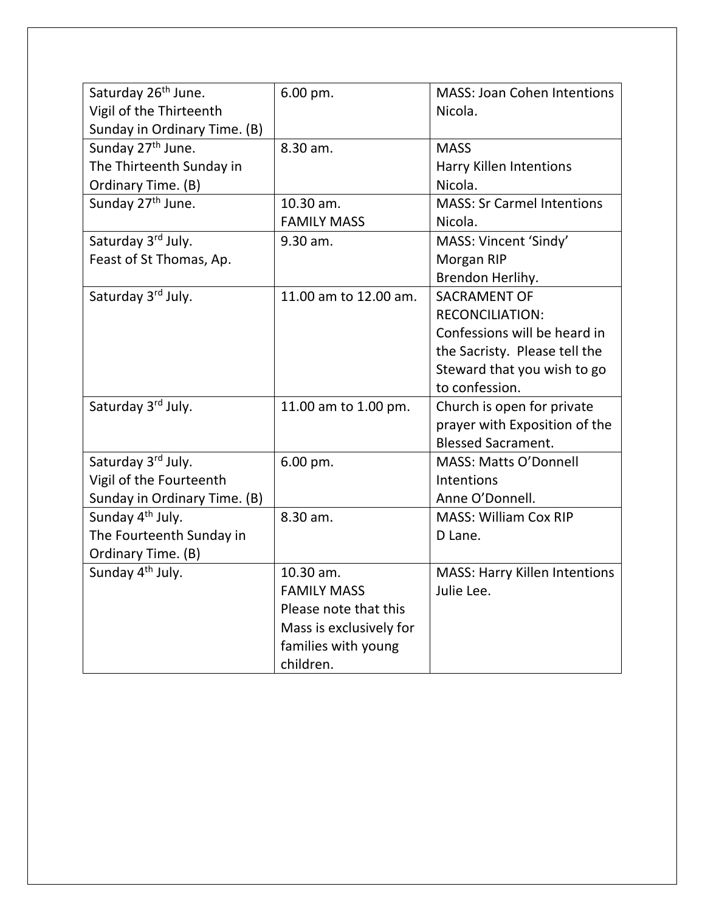| Saturday 26th June. Vigil of the Thirteenth Sunday in Ordinary Time. (B) | 6.00 pm. | MASS: Joan Cohen Intentions Nicola. |
| --- | --- | --- |
| Sunday 27th June. The Thirteenth Sunday in Ordinary Time. (B) | 8.30 am. | MASS Harry Killen Intentions Nicola. |
| Sunday 27th June. | 10.30 am. FAMILY MASS | MASS: Sr Carmel Intentions Nicola. |
| Saturday 3rd July. Feast of St Thomas, Ap. | 9.30 am. | MASS: Vincent 'Sindy' Morgan RIP Brendon Herlihy. |
| Saturday 3rd July. | 11.00 am to 12.00 am. | SACRAMENT OF RECONCILIATION: Confessions will be heard in the Sacristy. Please tell the Steward that you wish to go to confession. |
| Saturday 3rd July. | 11.00 am to 1.00 pm. | Church is open for private prayer with Exposition of the Blessed Sacrament. |
| Saturday 3rd July. Vigil of the Fourteenth Sunday in Ordinary Time. (B) | 6.00 pm. | MASS: Matts O'Donnell Intentions Anne O'Donnell. |
| Sunday 4th July. The Fourteenth Sunday in Ordinary Time. (B) | 8.30 am. | MASS: William Cox RIP D Lane. |
| Sunday 4th July. | 10.30 am. FAMILY MASS Please note that this Mass is exclusively for families with young children. | MASS: Harry Killen Intentions Julie Lee. |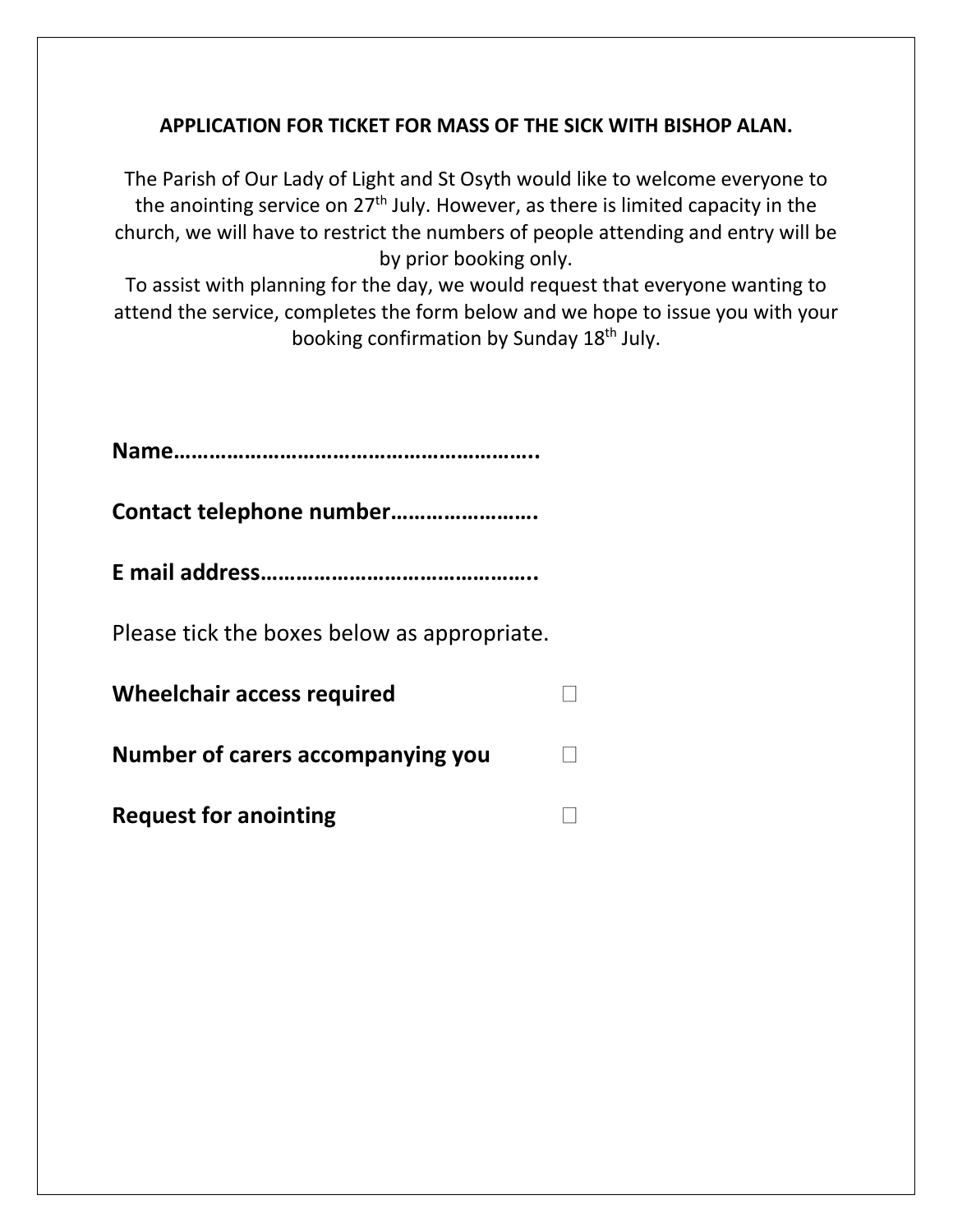**APPLICATION FOR TICKET FOR MASS OF THE SICK WITH BISHOP ALAN.**

The Parish of Our Lady of Light and St Osyth would like to welcome everyone to the anointing service on 27th July. However, as there is limited capacity in the church, we will have to restrict the numbers of people attending and entry will be by prior booking only.

To assist with planning for the day, we would request that everyone wanting to attend the service, completes the form below and we hope to issue you with your booking confirmation by Sunday 18th July.

**Name…………………………………………………..**

**Contact telephone number…………………….**

**E mail address………………………………………..**

Please tick the boxes below as appropriate.

**Wheelchair access required** ☐

**Number of carers accompanying you** ☐

**Request for anointing** ☐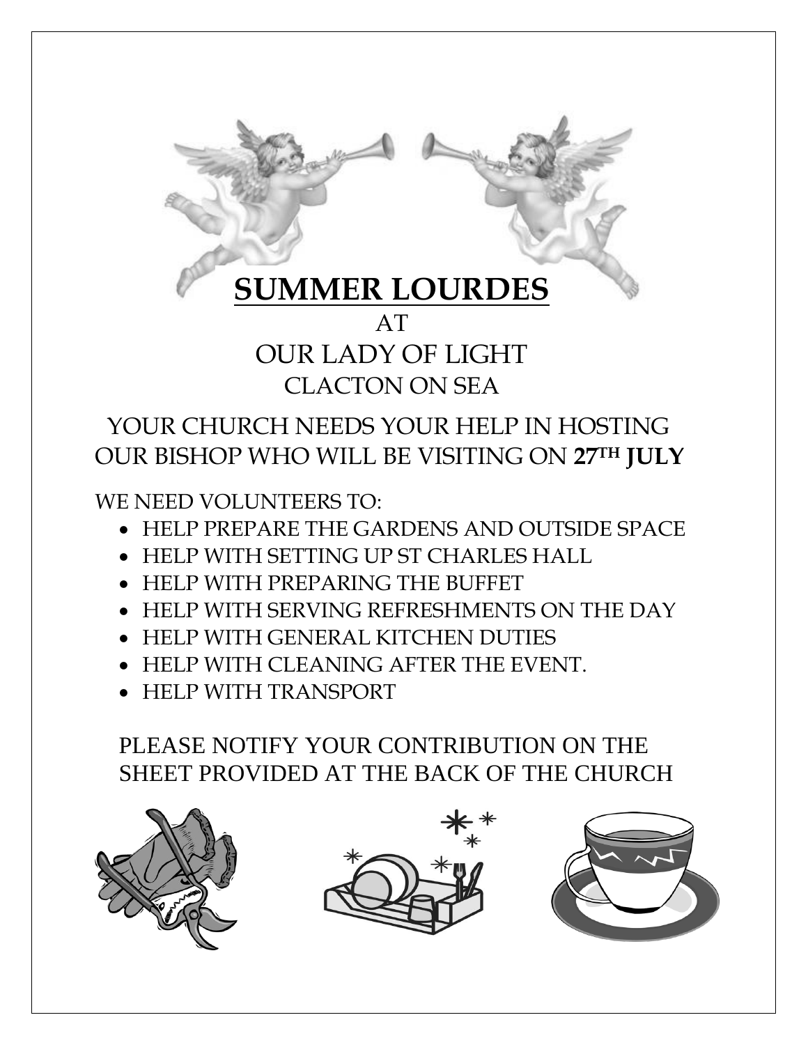# **SUMMER LOURDES**

AT

OUR LADY OF LIGHT

CLACTON ON SEA

YOUR CHURCH NEEDS YOUR HELP IN HOSTING OUR BISHOP WHO WILL BE VISITING ON **27TH JULY**

WE NEED VOLUNTEERS TO:

- HELP PREPARE THE GARDENS AND OUTSIDE SPACE
- HELP WITH SETTING UP ST CHARLES HALL
- HELP WITH PREPARING THE BUFFET
- HELP WITH SERVING REFRESHMENTS ON THE DAY
- HELP WITH GENERAL KITCHEN DUTIES
- HELP WITH CLEANING AFTER THE EVENT.
- HELP WITH TRANSPORT

PLEASE NOTIFY YOUR CONTRIBUTION ON THE SHEET PROVIDED AT THE BACK OF THE CHURCH